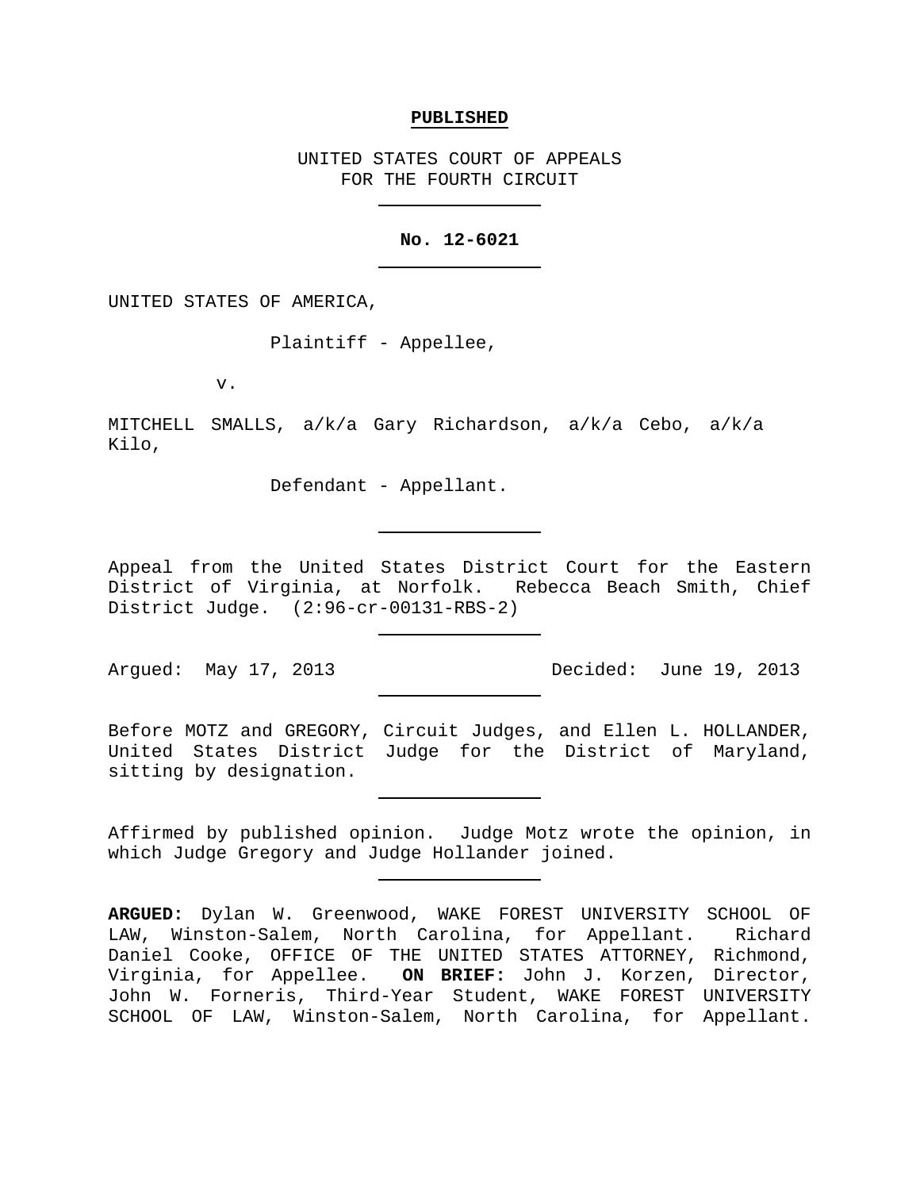**PUBLISHED**

UNITED STATES COURT OF APPEALS
FOR THE FOURTH CIRCUIT

---

**No. 12-6021**

---

UNITED STATES OF AMERICA,

Plaintiff - Appellee,

v.

MITCHELL SMALLS, a/k/a Gary Richardson, a/k/a Cebo, a/k/a Kilo,

Defendant - Appellant.

---

Appeal from the United States District Court for the Eastern District of Virginia, at Norfolk. Rebecca Beach Smith, Chief District Judge. (2:96-cr-00131-RBS-2)

---

Argued: May 17, 2013 Decided: June 19, 2013

---

Before MOTZ and GREGORY, Circuit Judges, and Ellen L. HOLLANDER, United States District Judge for the District of Maryland, sitting by designation.

---

Affirmed by published opinion. Judge Motz wrote the opinion, in which Judge Gregory and Judge Hollander joined.

---

**ARGUED:** Dylan W. Greenwood, WAKE FOREST UNIVERSITY SCHOOL OF LAW, Winston-Salem, North Carolina, for Appellant. Richard Daniel Cooke, OFFICE OF THE UNITED STATES ATTORNEY, Richmond, Virginia, for Appellee. **ON BRIEF:** John J. Korzen, Director, John W. Forneris, Third-Year Student, WAKE FOREST UNIVERSITY SCHOOL OF LAW, Winston-Salem, North Carolina, for Appellant.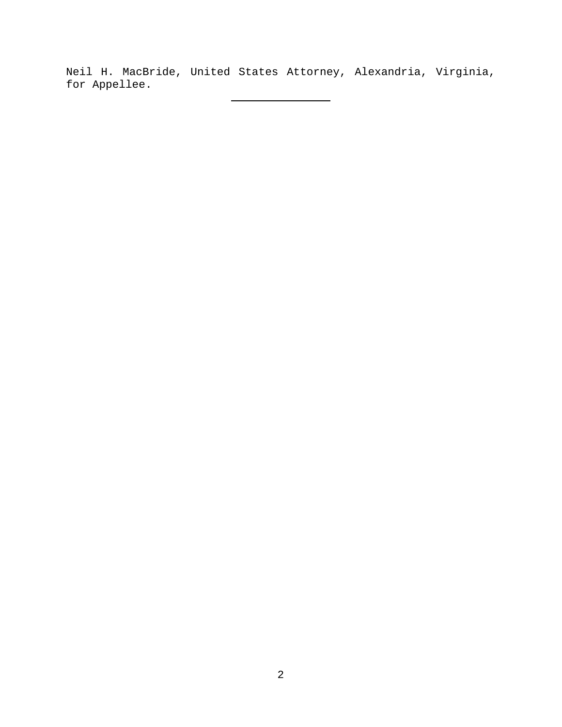Neil H. MacBride, United States Attorney, Alexandria, Virginia, for Appellee.

---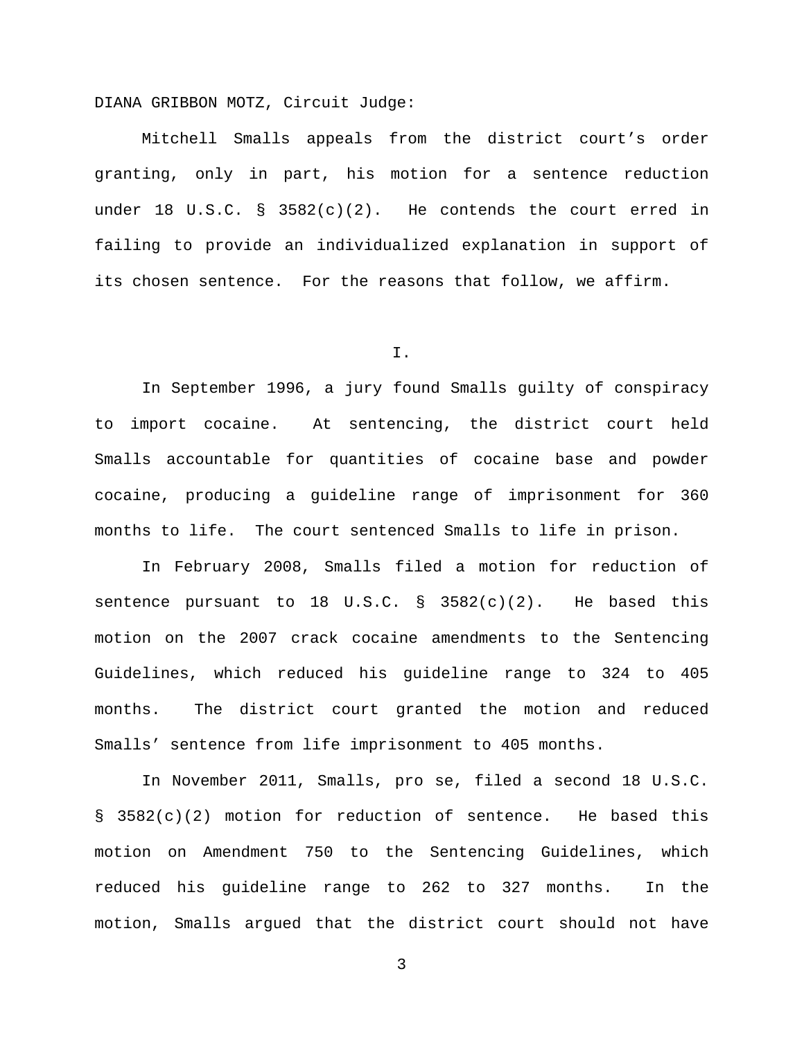DIANA GRIBBON MOTZ, Circuit Judge:

Mitchell Smalls appeals from the district court's order granting, only in part, his motion for a sentence reduction under 18 U.S.C. § 3582(c)(2). He contends the court erred in failing to provide an individualized explanation in support of its chosen sentence. For the reasons that follow, we affirm.

## I.

In September 1996, a jury found Smalls guilty of conspiracy to import cocaine. At sentencing, the district court held Smalls accountable for quantities of cocaine base and powder cocaine, producing a guideline range of imprisonment for 360 months to life. The court sentenced Smalls to life in prison.

In February 2008, Smalls filed a motion for reduction of sentence pursuant to 18 U.S.C. § 3582(c)(2). He based this motion on the 2007 crack cocaine amendments to the Sentencing Guidelines, which reduced his guideline range to 324 to 405 months. The district court granted the motion and reduced Smalls' sentence from life imprisonment to 405 months.

In November 2011, Smalls, pro se, filed a second 18 U.S.C. § 3582(c)(2) motion for reduction of sentence. He based this motion on Amendment 750 to the Sentencing Guidelines, which reduced his guideline range to 262 to 327 months. In the motion, Smalls argued that the district court should not have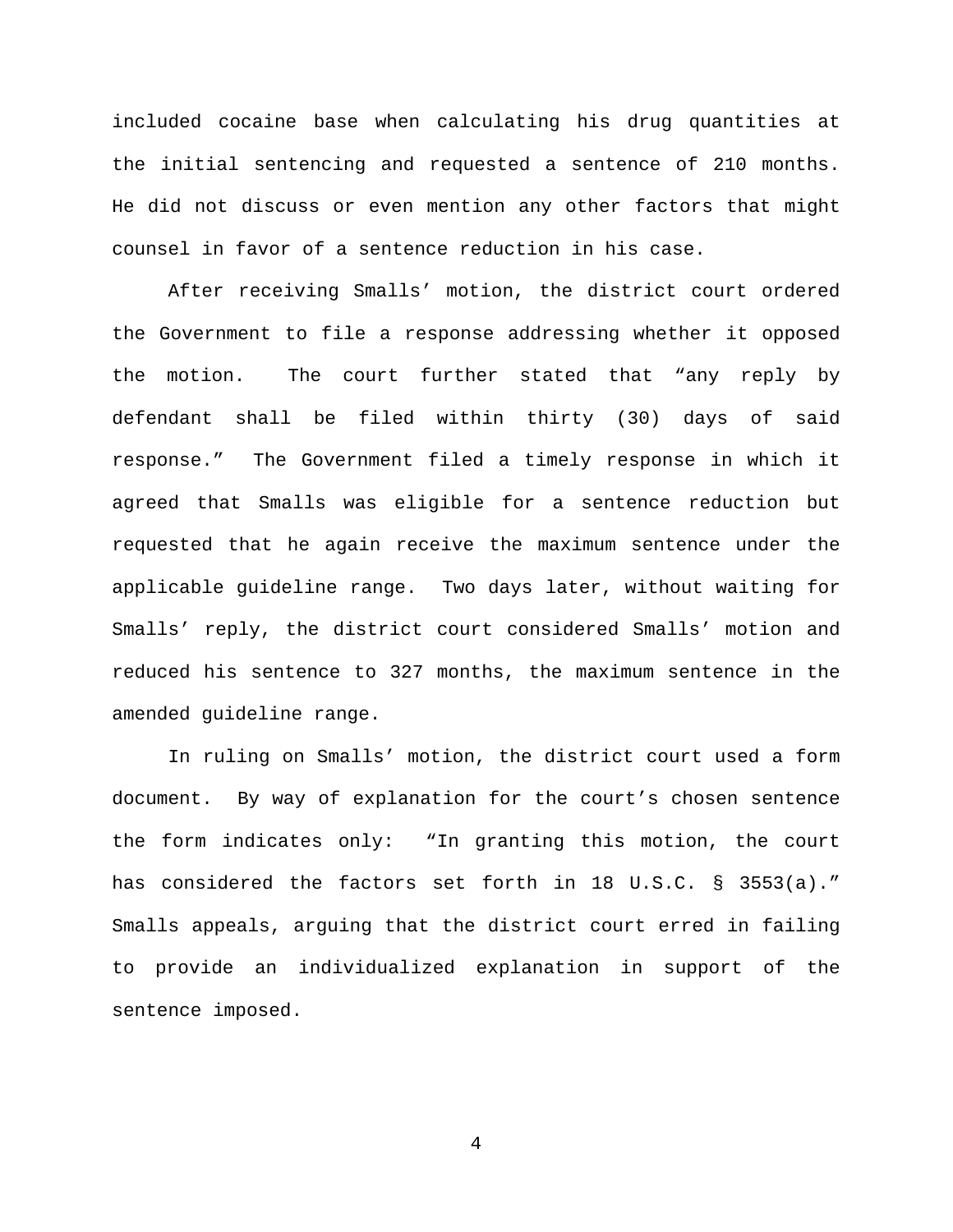included cocaine base when calculating his drug quantities at the initial sentencing and requested a sentence of 210 months. He did not discuss or even mention any other factors that might counsel in favor of a sentence reduction in his case.

After receiving Smalls' motion, the district court ordered the Government to file a response addressing whether it opposed the motion. The court further stated that "any reply by defendant shall be filed within thirty (30) days of said response." The Government filed a timely response in which it agreed that Smalls was eligible for a sentence reduction but requested that he again receive the maximum sentence under the applicable guideline range. Two days later, without waiting for Smalls' reply, the district court considered Smalls' motion and reduced his sentence to 327 months, the maximum sentence in the amended guideline range.

In ruling on Smalls' motion, the district court used a form document. By way of explanation for the court's chosen sentence the form indicates only: "In granting this motion, the court has considered the factors set forth in 18 U.S.C. § 3553(a)." Smalls appeals, arguing that the district court erred in failing to provide an individualized explanation in support of the sentence imposed.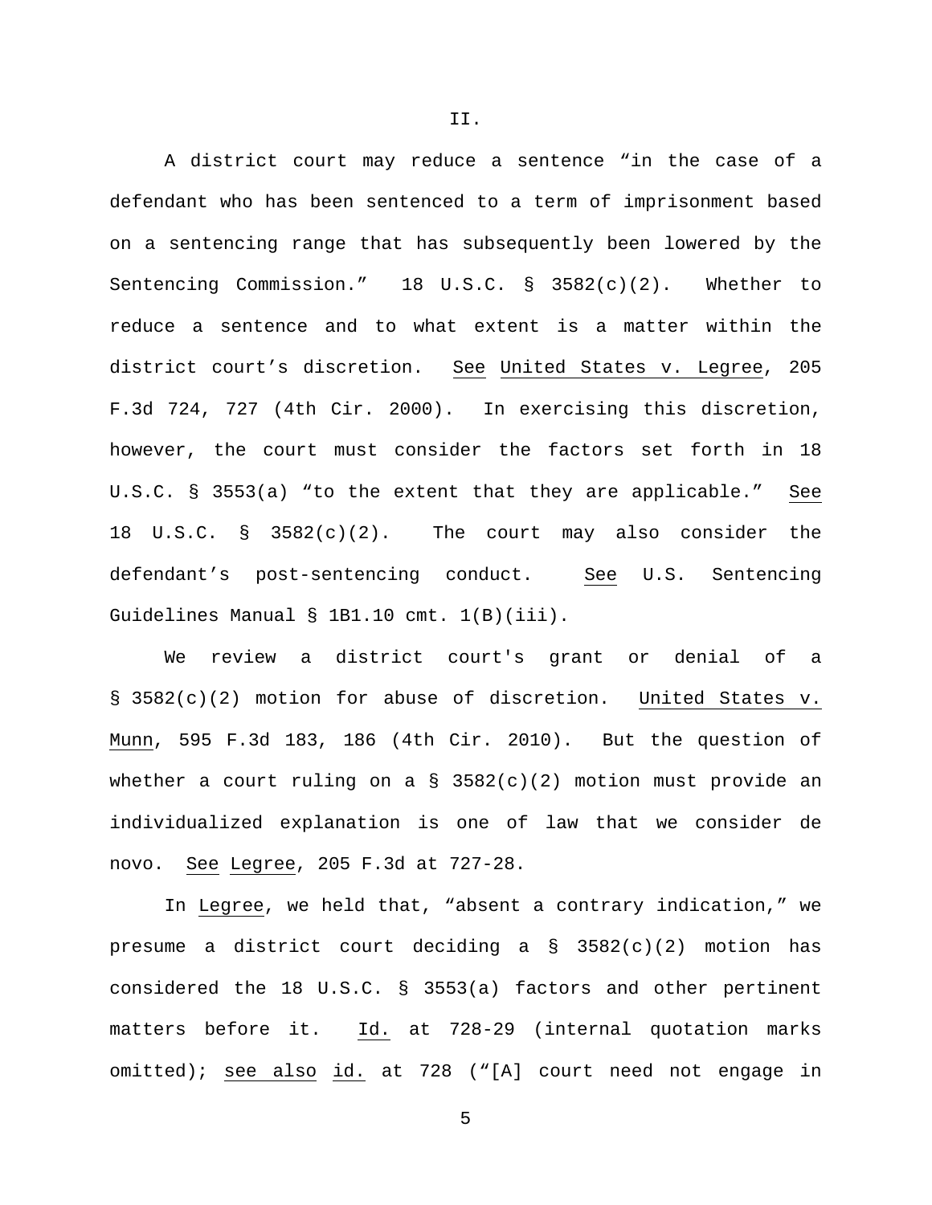## II.

A district court may reduce a sentence "in the case of a defendant who has been sentenced to a term of imprisonment based on a sentencing range that has subsequently been lowered by the Sentencing Commission." 18 U.S.C. § 3582(c)(2). Whether to reduce a sentence and to what extent is a matter within the district court's discretion. See United States v. Legree, 205 F.3d 724, 727 (4th Cir. 2000). In exercising this discretion, however, the court must consider the factors set forth in 18 U.S.C. § 3553(a) "to the extent that they are applicable." See 18 U.S.C. § 3582(c)(2). The court may also consider the defendant's post-sentencing conduct. See U.S. Sentencing Guidelines Manual § 1B1.10 cmt. 1(B)(iii).

We review a district court's grant or denial of a § 3582(c)(2) motion for abuse of discretion. United States v. Munn, 595 F.3d 183, 186 (4th Cir. 2010). But the question of whether a court ruling on a § 3582(c)(2) motion must provide an individualized explanation is one of law that we consider de novo. See Legree, 205 F.3d at 727-28.

In Legree, we held that, "absent a contrary indication," we presume a district court deciding a § 3582(c)(2) motion has considered the 18 U.S.C. § 3553(a) factors and other pertinent matters before it. Id. at 728-29 (internal quotation marks omitted); see also id. at 728 ("[A] court need not engage in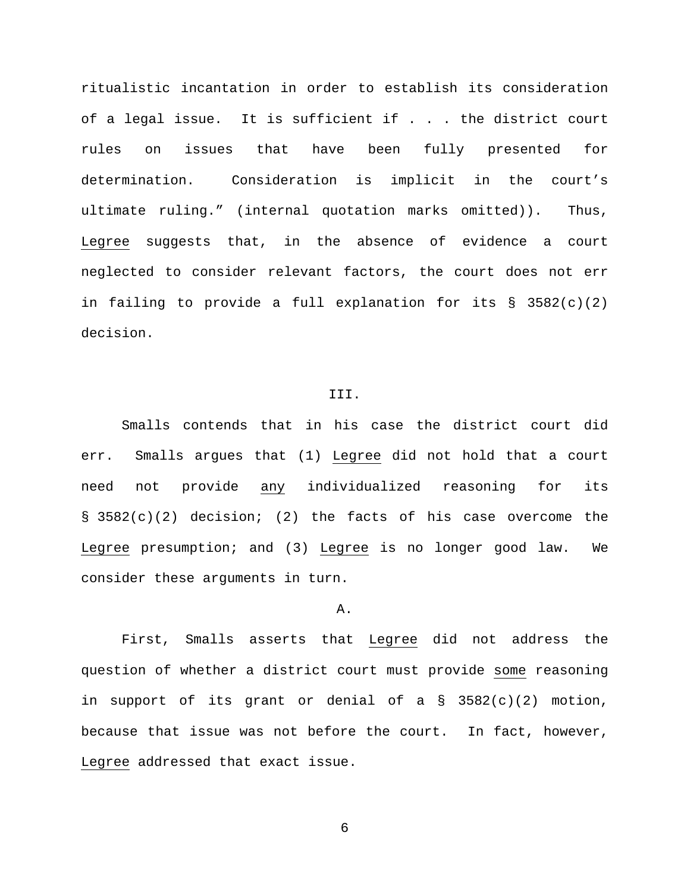ritualistic incantation in order to establish its consideration of a legal issue. It is sufficient if . . . the district court rules on issues that have been fully presented for determination. Consideration is implicit in the court's ultimate ruling." (internal quotation marks omitted)). Thus, Legree suggests that, in the absence of evidence a court neglected to consider relevant factors, the court does not err in failing to provide a full explanation for its § 3582(c)(2) decision.

## III.

Smalls contends that in his case the district court did err. Smalls argues that (1) Legree did not hold that a court need not provide any individualized reasoning for its § 3582(c)(2) decision; (2) the facts of his case overcome the Legree presumption; and (3) Legree is no longer good law. We consider these arguments in turn.

### A.

First, Smalls asserts that Legree did not address the question of whether a district court must provide some reasoning in support of its grant or denial of a § 3582(c)(2) motion, because that issue was not before the court. In fact, however, Legree addressed that exact issue.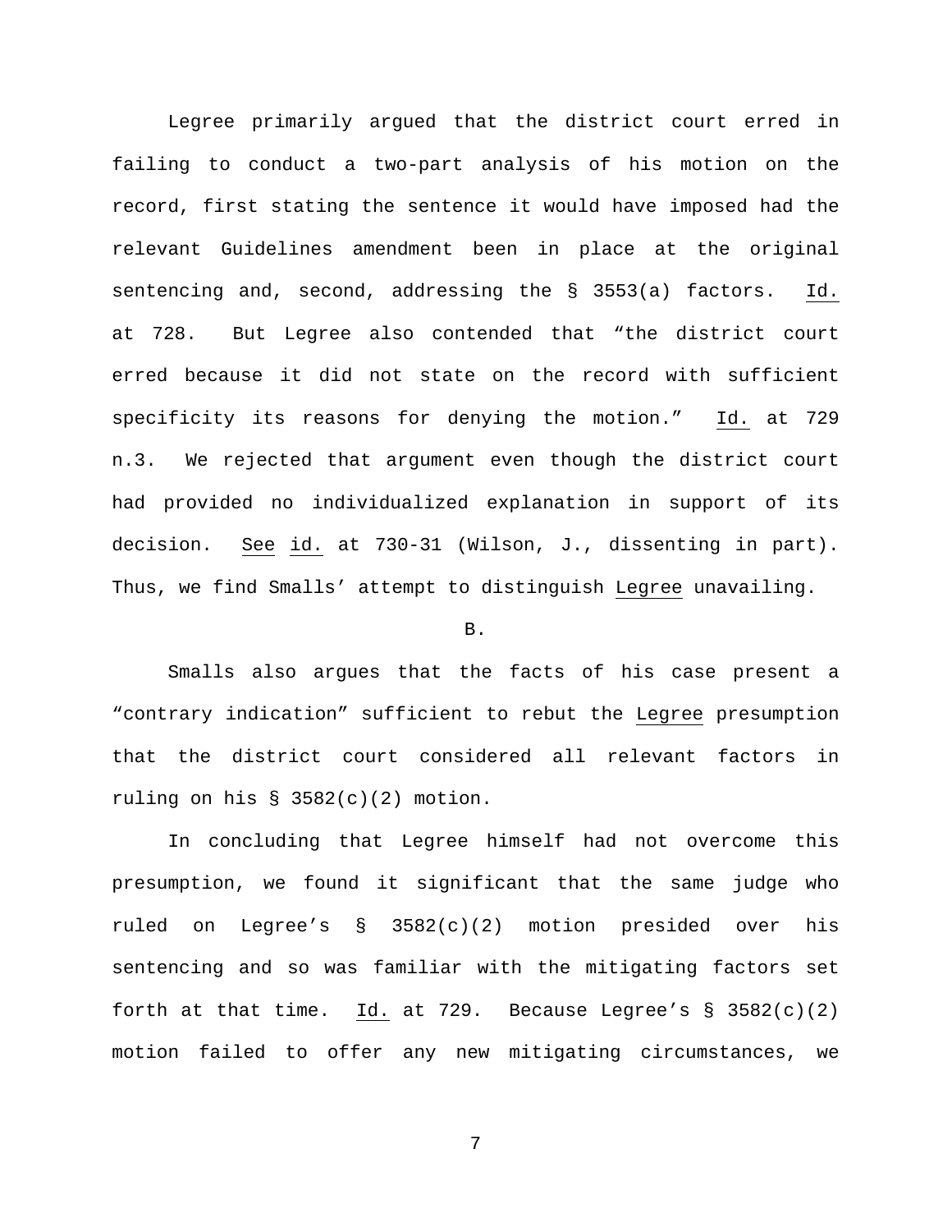Legree primarily argued that the district court erred in failing to conduct a two-part analysis of his motion on the record, first stating the sentence it would have imposed had the relevant Guidelines amendment been in place at the original sentencing and, second, addressing the § 3553(a) factors. Id. at 728. But Legree also contended that "the district court erred because it did not state on the record with sufficient specificity its reasons for denying the motion." Id. at 729 n.3. We rejected that argument even though the district court had provided no individualized explanation in support of its decision. See id. at 730-31 (Wilson, J., dissenting in part). Thus, we find Smalls' attempt to distinguish Legree unavailing.

B.

Smalls also argues that the facts of his case present a "contrary indication" sufficient to rebut the Legree presumption that the district court considered all relevant factors in ruling on his § 3582(c)(2) motion.

In concluding that Legree himself had not overcome this presumption, we found it significant that the same judge who ruled on Legree's § 3582(c)(2) motion presided over his sentencing and so was familiar with the mitigating factors set forth at that time. Id. at 729. Because Legree's § 3582(c)(2) motion failed to offer any new mitigating circumstances, we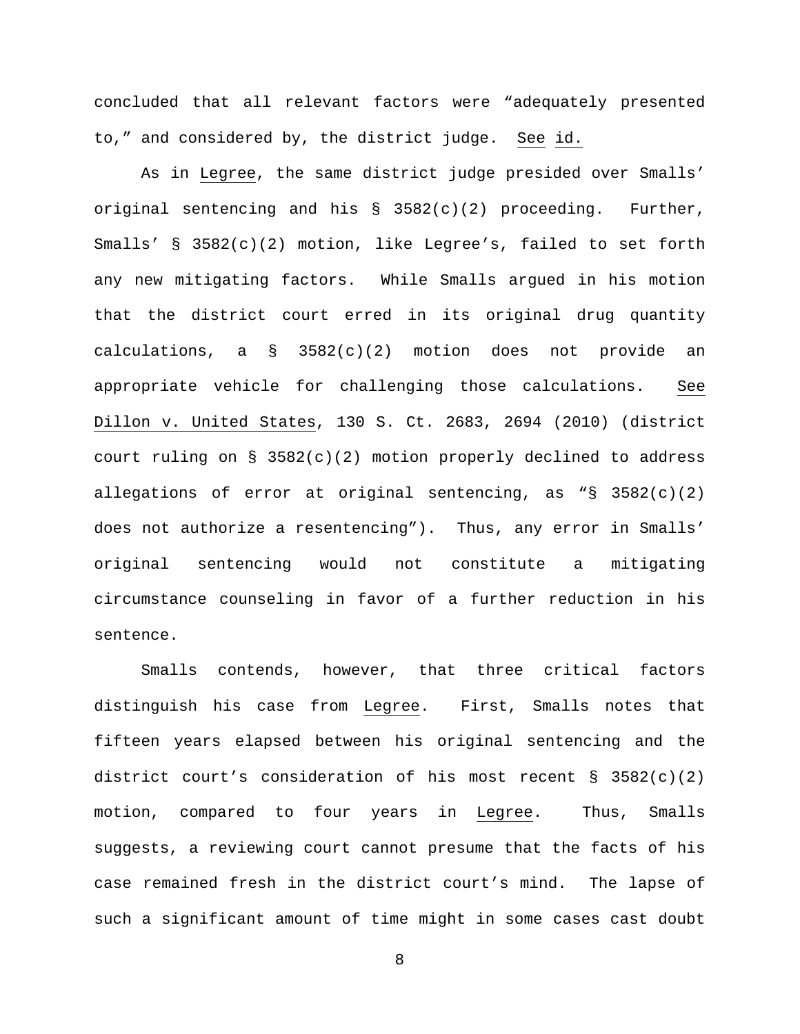concluded that all relevant factors were "adequately presented to," and considered by, the district judge. See id.

As in Legree, the same district judge presided over Smalls' original sentencing and his § 3582(c)(2) proceeding. Further, Smalls' § 3582(c)(2) motion, like Legree's, failed to set forth any new mitigating factors. While Smalls argued in his motion that the district court erred in its original drug quantity calculations, a § 3582(c)(2) motion does not provide an appropriate vehicle for challenging those calculations. See Dillon v. United States, 130 S. Ct. 2683, 2694 (2010) (district court ruling on § 3582(c)(2) motion properly declined to address allegations of error at original sentencing, as "§ 3582(c)(2) does not authorize a resentencing"). Thus, any error in Smalls' original sentencing would not constitute a mitigating circumstance counseling in favor of a further reduction in his sentence.

Smalls contends, however, that three critical factors distinguish his case from Legree. First, Smalls notes that fifteen years elapsed between his original sentencing and the district court's consideration of his most recent § 3582(c)(2) motion, compared to four years in Legree. Thus, Smalls suggests, a reviewing court cannot presume that the facts of his case remained fresh in the district court's mind. The lapse of such a significant amount of time might in some cases cast doubt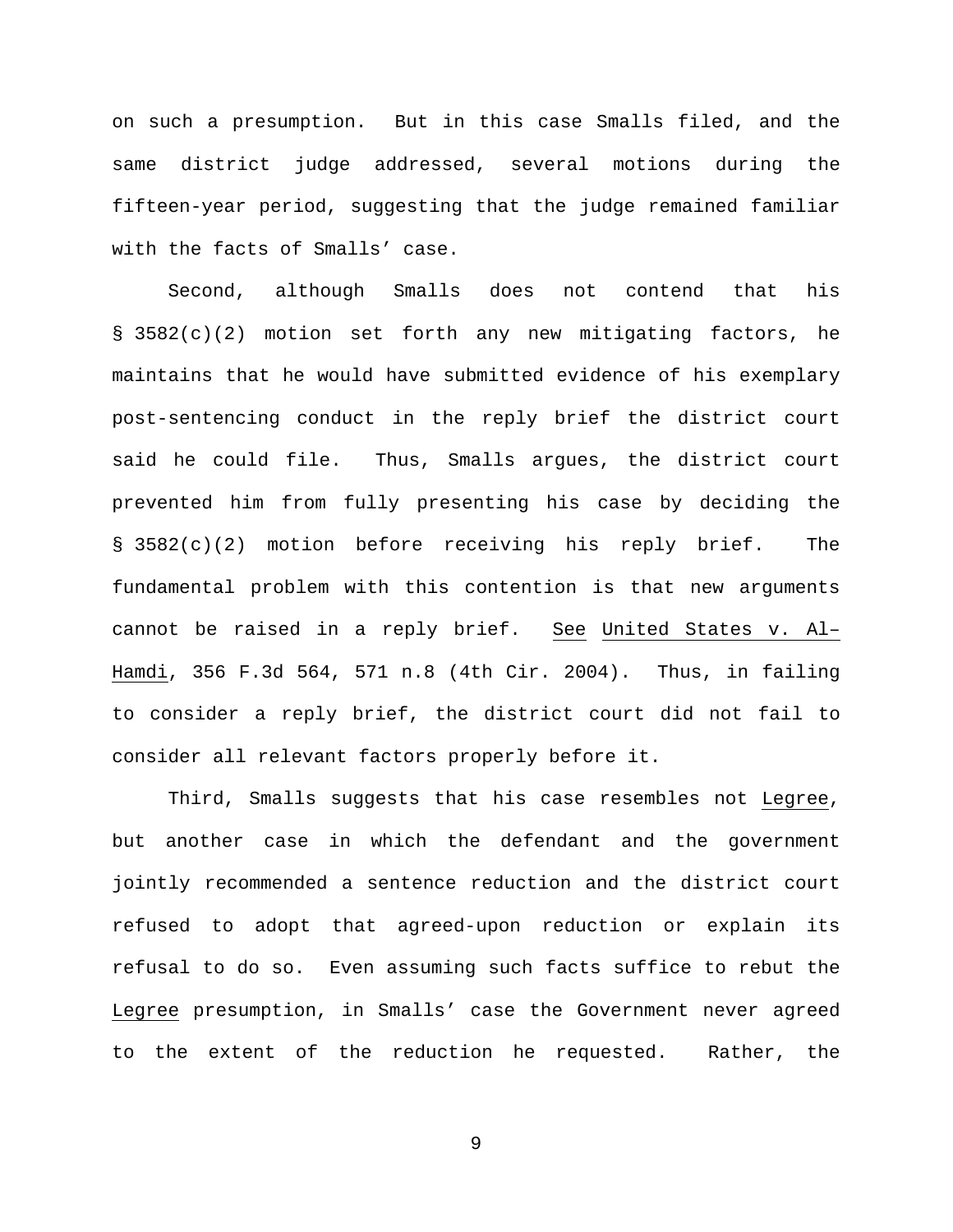on such a presumption. But in this case Smalls filed, and the same district judge addressed, several motions during the fifteen-year period, suggesting that the judge remained familiar with the facts of Smalls' case.

Second, although Smalls does not contend that his § 3582(c)(2) motion set forth any new mitigating factors, he maintains that he would have submitted evidence of his exemplary post-sentencing conduct in the reply brief the district court said he could file. Thus, Smalls argues, the district court prevented him from fully presenting his case by deciding the § 3582(c)(2) motion before receiving his reply brief. The fundamental problem with this contention is that new arguments cannot be raised in a reply brief. See United States v. Al–Hamdi, 356 F.3d 564, 571 n.8 (4th Cir. 2004). Thus, in failing to consider a reply brief, the district court did not fail to consider all relevant factors properly before it.

Third, Smalls suggests that his case resembles not Legree, but another case in which the defendant and the government jointly recommended a sentence reduction and the district court refused to adopt that agreed-upon reduction or explain its refusal to do so. Even assuming such facts suffice to rebut the Legree presumption, in Smalls' case the Government never agreed to the extent of the reduction he requested. Rather, the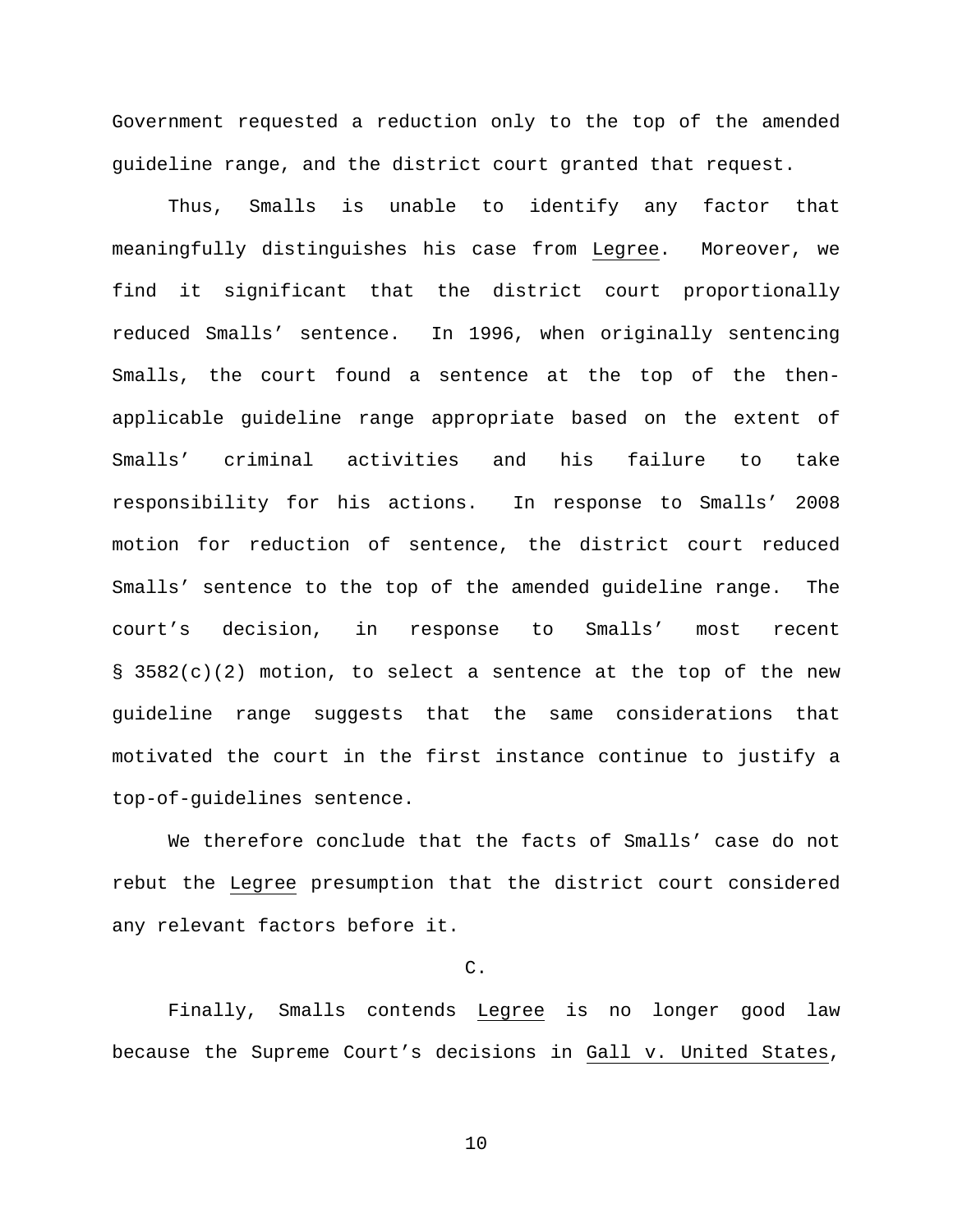Government requested a reduction only to the top of the amended guideline range, and the district court granted that request.

Thus, Smalls is unable to identify any factor that meaningfully distinguishes his case from Legree. Moreover, we find it significant that the district court proportionally reduced Smalls' sentence. In 1996, when originally sentencing Smalls, the court found a sentence at the top of the then-applicable guideline range appropriate based on the extent of Smalls' criminal activities and his failure to take responsibility for his actions. In response to Smalls' 2008 motion for reduction of sentence, the district court reduced Smalls' sentence to the top of the amended guideline range. The court's decision, in response to Smalls' most recent § 3582(c)(2) motion, to select a sentence at the top of the new guideline range suggests that the same considerations that motivated the court in the first instance continue to justify a top-of-guidelines sentence.

We therefore conclude that the facts of Smalls' case do not rebut the Legree presumption that the district court considered any relevant factors before it.

C.

Finally, Smalls contends Legree is no longer good law because the Supreme Court's decisions in Gall v. United States,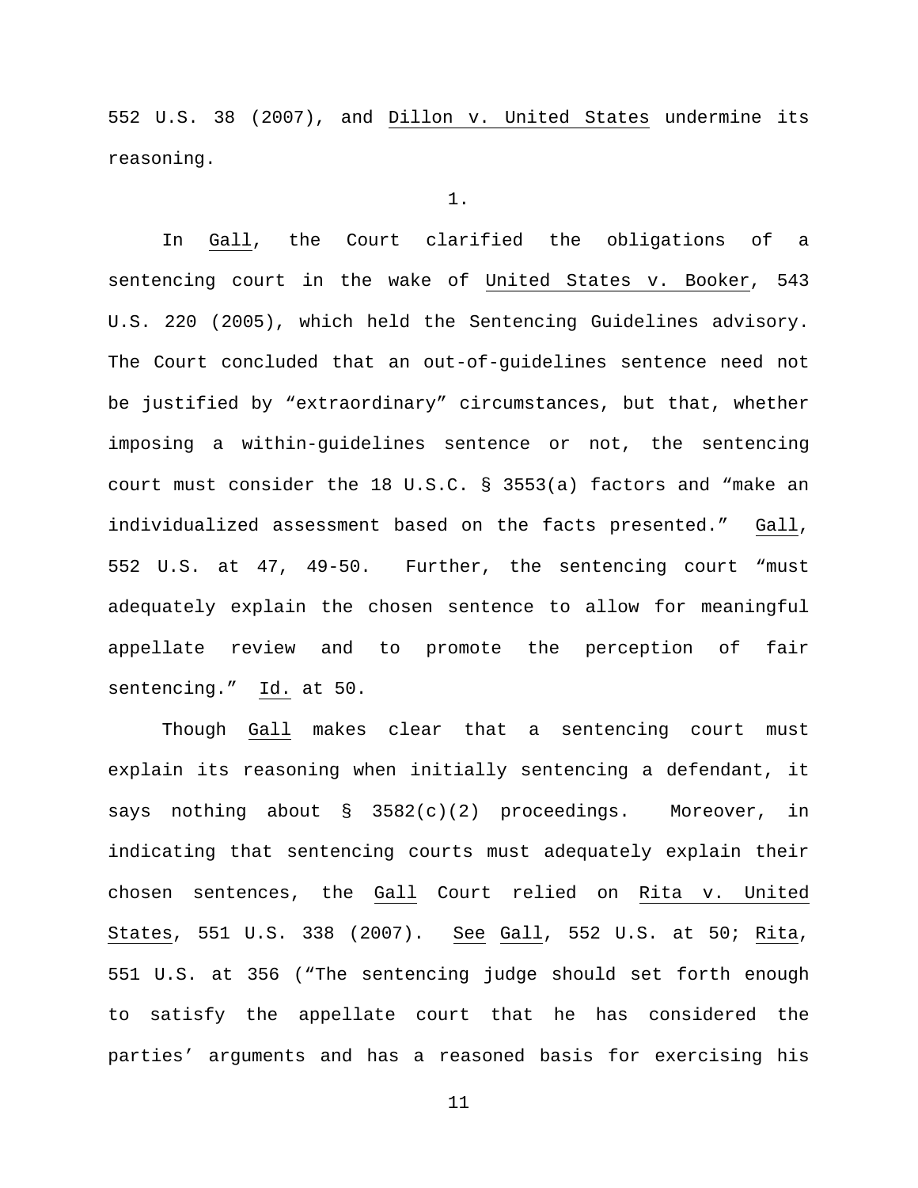552 U.S. 38 (2007), and Dillon v. United States undermine its reasoning.

1.

In Gall, the Court clarified the obligations of a sentencing court in the wake of United States v. Booker, 543 U.S. 220 (2005), which held the Sentencing Guidelines advisory. The Court concluded that an out-of-guidelines sentence need not be justified by "extraordinary" circumstances, but that, whether imposing a within-guidelines sentence or not, the sentencing court must consider the 18 U.S.C. § 3553(a) factors and "make an individualized assessment based on the facts presented." Gall, 552 U.S. at 47, 49-50. Further, the sentencing court "must adequately explain the chosen sentence to allow for meaningful appellate review and to promote the perception of fair sentencing." Id. at 50.

Though Gall makes clear that a sentencing court must explain its reasoning when initially sentencing a defendant, it says nothing about § 3582(c)(2) proceedings. Moreover, in indicating that sentencing courts must adequately explain their chosen sentences, the Gall Court relied on Rita v. United States, 551 U.S. 338 (2007). See Gall, 552 U.S. at 50; Rita, 551 U.S. at 356 ("The sentencing judge should set forth enough to satisfy the appellate court that he has considered the parties' arguments and has a reasoned basis for exercising his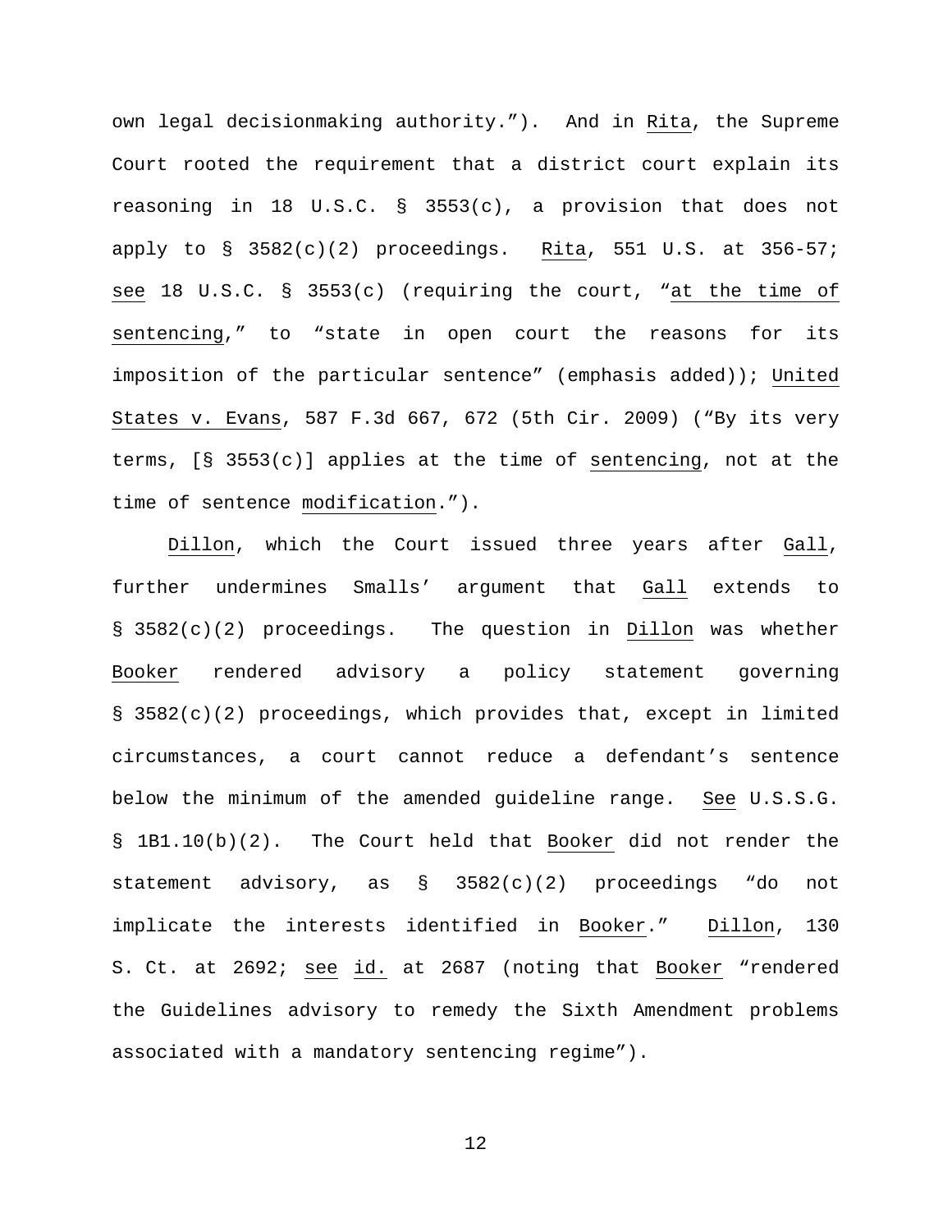own legal decisionmaking authority."). And in Rita, the Supreme Court rooted the requirement that a district court explain its reasoning in 18 U.S.C. § 3553(c), a provision that does not apply to § 3582(c)(2) proceedings. Rita, 551 U.S. at 356-57; see 18 U.S.C. § 3553(c) (requiring the court, "at the time of sentencing," to "state in open court the reasons for its imposition of the particular sentence" (emphasis added)); United States v. Evans, 587 F.3d 667, 672 (5th Cir. 2009) ("By its very terms, [§ 3553(c)] applies at the time of sentencing, not at the time of sentence modification.").

Dillon, which the Court issued three years after Gall, further undermines Smalls' argument that Gall extends to § 3582(c)(2) proceedings. The question in Dillon was whether Booker rendered advisory a policy statement governing § 3582(c)(2) proceedings, which provides that, except in limited circumstances, a court cannot reduce a defendant's sentence below the minimum of the amended guideline range. See U.S.S.G. § 1B1.10(b)(2). The Court held that Booker did not render the statement advisory, as § 3582(c)(2) proceedings "do not implicate the interests identified in Booker." Dillon, 130 S. Ct. at 2692; see id. at 2687 (noting that Booker "rendered the Guidelines advisory to remedy the Sixth Amendment problems associated with a mandatory sentencing regime").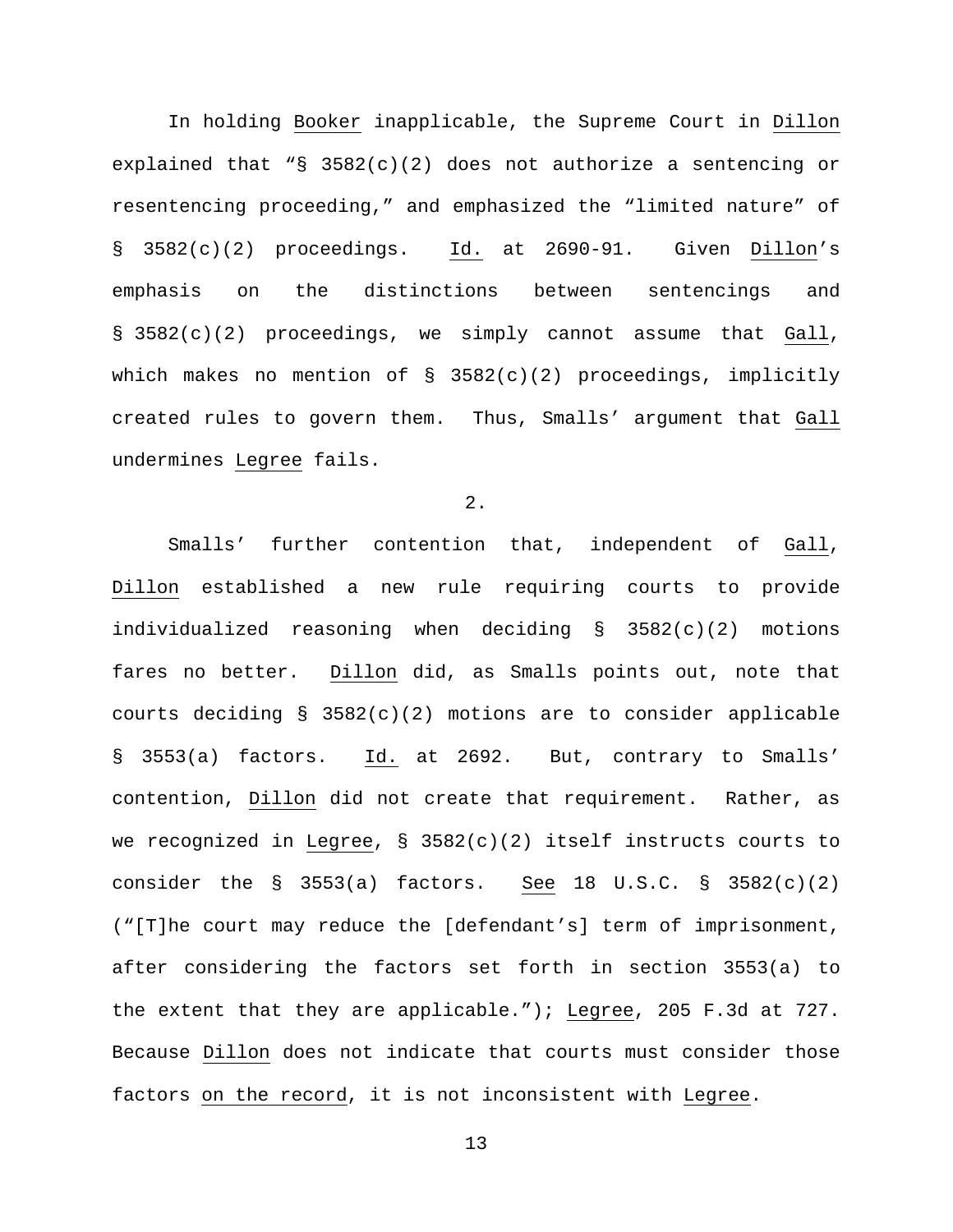In holding *Booker* inapplicable, the Supreme Court in *Dillon* explained that "§ 3582(c)(2) does not authorize a sentencing or resentencing proceeding," and emphasized the "limited nature" of § 3582(c)(2) proceedings. *Id.* at 2690-91. Given *Dillon*'s emphasis on the distinctions between sentencings and § 3582(c)(2) proceedings, we simply cannot assume that *Gall*, which makes no mention of § 3582(c)(2) proceedings, implicitly created rules to govern them. Thus, Smalls' argument that *Gall* undermines *Legree* fails.

2.

Smalls' further contention that, independent of *Gall*, *Dillon* established a new rule requiring courts to provide individualized reasoning when deciding § 3582(c)(2) motions fares no better. *Dillon* did, as Smalls points out, note that courts deciding § 3582(c)(2) motions are to consider applicable § 3553(a) factors. *Id.* at 2692. But, contrary to Smalls' contention, *Dillon* did not create that requirement. Rather, as we recognized in *Legree*, § 3582(c)(2) itself instructs courts to consider the § 3553(a) factors. *See* 18 U.S.C. § 3582(c)(2) ("[T]he court may reduce the [defendant's] term of imprisonment, after considering the factors set forth in section 3553(a) to the extent that they are applicable."); *Legree*, 205 F.3d at 727. Because *Dillon* does not indicate that courts must consider those factors *on the record*, it is not inconsistent with *Legree*.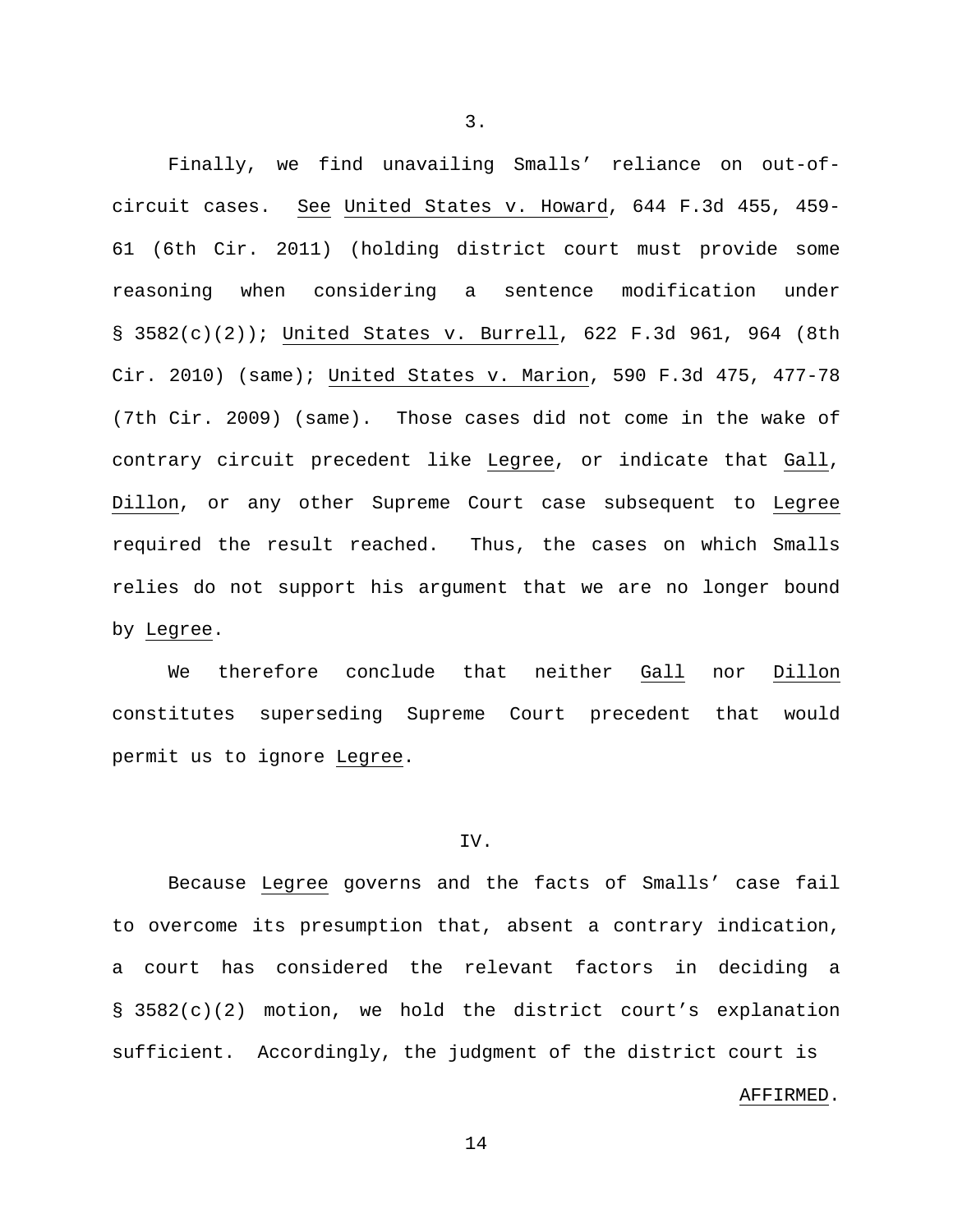3.

Finally, we find unavailing Smalls' reliance on out-of-circuit cases. See United States v. Howard, 644 F.3d 455, 459-61 (6th Cir. 2011) (holding district court must provide some reasoning when considering a sentence modification under § 3582(c)(2)); United States v. Burrell, 622 F.3d 961, 964 (8th Cir. 2010) (same); United States v. Marion, 590 F.3d 475, 477-78 (7th Cir. 2009) (same). Those cases did not come in the wake of contrary circuit precedent like Legree, or indicate that Gall, Dillon, or any other Supreme Court case subsequent to Legree required the result reached. Thus, the cases on which Smalls relies do not support his argument that we are no longer bound by Legree.

We therefore conclude that neither Gall nor Dillon constitutes superseding Supreme Court precedent that would permit us to ignore Legree.

IV.

Because Legree governs and the facts of Smalls' case fail to overcome its presumption that, absent a contrary indication, a court has considered the relevant factors in deciding a § 3582(c)(2) motion, we hold the district court's explanation sufficient. Accordingly, the judgment of the district court is

AFFIRMED.